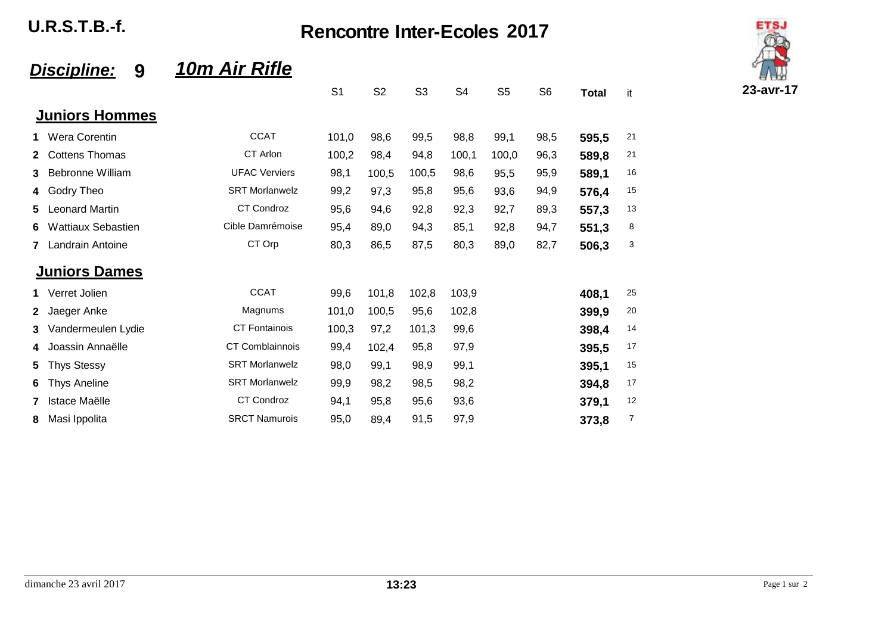U.R.S.T.B.-f.

# Rencontre Inter-Ecoles 2017

## *Discipline:* 9 *10m Air Rifle*

23-avr-17

### Juniors Hommes

| | Nom | Club | S1 | S2 | S3 | S4 | S5 | S6 | Total | it |
|---|---|---|---|---|---|---|---|---|---|---|
| 1 | Wera Corentin | CCAT | 101,0 | 98,6 | 99,5 | 98,8 | 99,1 | 98,5 | **595,5** | 21 |
| 2 | Cottens Thomas | CT Arlon | 100,2 | 98,4 | 94,8 | 100,1 | 100,0 | 96,3 | **589,8** | 21 |
| 3 | Bebronne William | UFAC Verviers | 98,1 | 100,5 | 100,5 | 98,6 | 95,5 | 95,9 | **589,1** | 16 |
| 4 | Godry Theo | SRT Morlanwelz | 99,2 | 97,3 | 95,8 | 95,6 | 93,6 | 94,9 | **576,4** | 15 |
| 5 | Leonard Martin | CT Condroz | 95,6 | 94,6 | 92,8 | 92,3 | 92,7 | 89,3 | **557,3** | 13 |
| 6 | Wattiaux Sebastien | Cible Damrémoise | 95,4 | 89,0 | 94,3 | 85,1 | 92,8 | 94,7 | **551,3** | 8 |
| 7 | Landrain Antoine | CT Orp | 80,3 | 86,5 | 87,5 | 80,3 | 89,0 | 82,7 | **506,3** | 3 |

### Juniors Dames

| | Nom | Club | S1 | S2 | S3 | S4 | S5 | S6 | Total | it |
|---|---|---|---|---|---|---|---|---|---|---|
| 1 | Verret Jolien | CCAT | 99,6 | 101,8 | 102,8 | 103,9 | | | **408,1** | 25 |
| 2 | Jaeger Anke | Magnums | 101,0 | 100,5 | 95,6 | 102,8 | | | **399,9** | 20 |
| 3 | Vandermeulen Lydie | CT Fontainois | 100,3 | 97,2 | 101,3 | 99,6 | | | **398,4** | 14 |
| 4 | Joassin Annaëlle | CT Comblainnois | 99,4 | 102,4 | 95,8 | 97,9 | | | **395,5** | 17 |
| 5 | Thys Stessy | SRT Morlanwelz | 98,0 | 99,1 | 98,9 | 99,1 | | | **395,1** | 15 |
| 6 | Thys Aneline | SRT Morlanwelz | 99,9 | 98,2 | 98,5 | 98,2 | | | **394,8** | 17 |
| 7 | Istace Maëlle | CT Condroz | 94,1 | 95,8 | 95,6 | 93,6 | | | **379,1** | 12 |
| 8 | Masi Ippolita | SRCT Namurois | 95,0 | 89,4 | 91,5 | 97,9 | | | **373,8** | 7 |

dimanche 23 avril 2017 **13:23**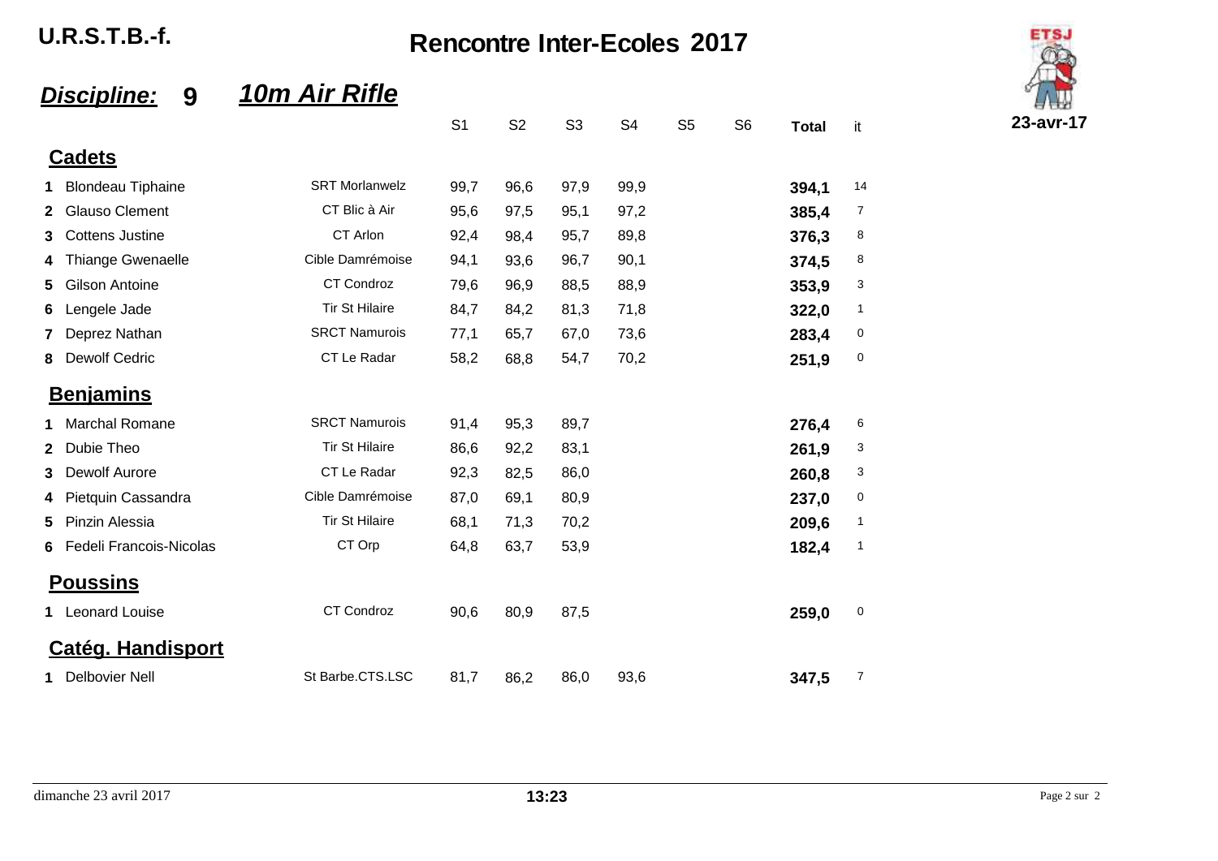U.R.S.T.B.-f.

# Rencontre Inter-Ecoles 2017

23-avr-17

## *Discipline:* 9 *10m Air Rifle*

| | | | S1 | S2 | S3 | S4 | S5 | S6 | Total | it |
|---|---|---|---|---|---|---|---|---|---|---|
| **Cadets** | | | | | | | | | | |
| 1 | Blondeau Tiphaine | SRT Morlanwelz | 99,7 | 96,6 | 97,9 | 99,9 | | | **394,1** | 14 |
| 2 | Glauso Clement | CT Blic à Air | 95,6 | 97,5 | 95,1 | 97,2 | | | **385,4** | 7 |
| 3 | Cottens Justine | CT Arlon | 92,4 | 98,4 | 95,7 | 89,8 | | | **376,3** | 8 |
| 4 | Thiange Gwenaelle | Cible Damrémoise | 94,1 | 93,6 | 96,7 | 90,1 | | | **374,5** | 8 |
| 5 | Gilson Antoine | CT Condroz | 79,6 | 96,9 | 88,5 | 88,9 | | | **353,9** | 3 |
| 6 | Lengele Jade | Tir St Hilaire | 84,7 | 84,2 | 81,3 | 71,8 | | | **322,0** | 1 |
| 7 | Deprez Nathan | SRCT Namurois | 77,1 | 65,7 | 67,0 | 73,6 | | | **283,4** | 0 |
| 8 | Dewolf Cedric | CT Le Radar | 58,2 | 68,8 | 54,7 | 70,2 | | | **251,9** | 0 |
| **Benjamins** | | | | | | | | | | |
| 1 | Marchal Romane | SRCT Namurois | 91,4 | 95,3 | 89,7 | | | | **276,4** | 6 |
| 2 | Dubie Theo | Tir St Hilaire | 86,6 | 92,2 | 83,1 | | | | **261,9** | 3 |
| 3 | Dewolf Aurore | CT Le Radar | 92,3 | 82,5 | 86,0 | | | | **260,8** | 3 |
| 4 | Pietquin Cassandra | Cible Damrémoise | 87,0 | 69,1 | 80,9 | | | | **237,0** | 0 |
| 5 | Pinzin Alessia | Tir St Hilaire | 68,1 | 71,3 | 70,2 | | | | **209,6** | 1 |
| 6 | Fedeli Francois-Nicolas | CT Orp | 64,8 | 63,7 | 53,9 | | | | **182,4** | 1 |
| **Poussins** | | | | | | | | | | |
| 1 | Leonard Louise | CT Condroz | 90,6 | 80,9 | 87,5 | | | | **259,0** | 0 |
| **Catég. Handisport** | | | | | | | | | | |
| 1 | Delbovier Nell | St Barbe.CTS.LSC | 81,7 | 86,2 | 86,0 | 93,6 | | | **347,5** | 7 |

dimanche 23 avril 2017 — 13:23